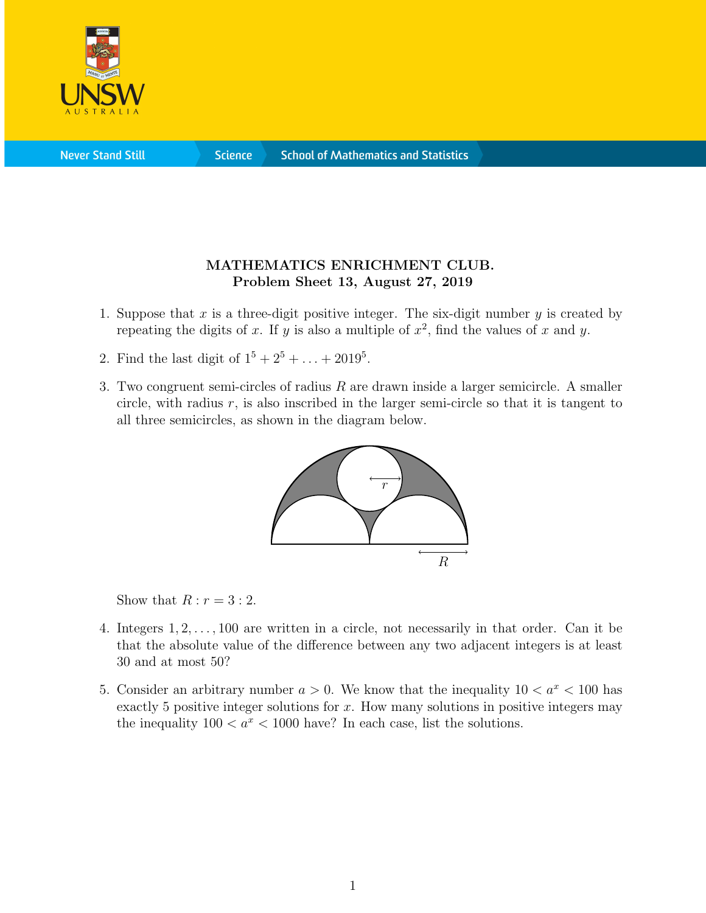# MATHEMATICS ENRICHMENT CLUB.
## Problem Sheet 13, August 27, 2019

1. Suppose that $x$ is a three-digit positive integer. The six-digit number $y$ is created by repeating the digits of $x$. If $y$ is also a multiple of $x^2$, find the values of $x$ and $y$.

2. Find the last digit of $1^5 + 2^5 + \ldots + 2019^5$.

3. Two congruent semi-circles of radius $R$ are drawn inside a larger semicircle. A smaller circle, with radius $r$, is also inscribed in the larger semi-circle so that it is tangent to all three semicircles, as shown in the diagram below.

   Show that $R : r = 3 : 2$.

4. Integers $1, 2, \ldots, 100$ are written in a circle, not necessarily in that order. Can it be that the absolute value of the difference between any two adjacent integers is at least 30 and at most 50?

5. Consider an arbitrary number $a > 0$. We know that the inequality $10 < a^x < 100$ has exactly 5 positive integer solutions for $x$. How many solutions in positive integers may the inequality $100 < a^x < 1000$ have? In each case, list the solutions.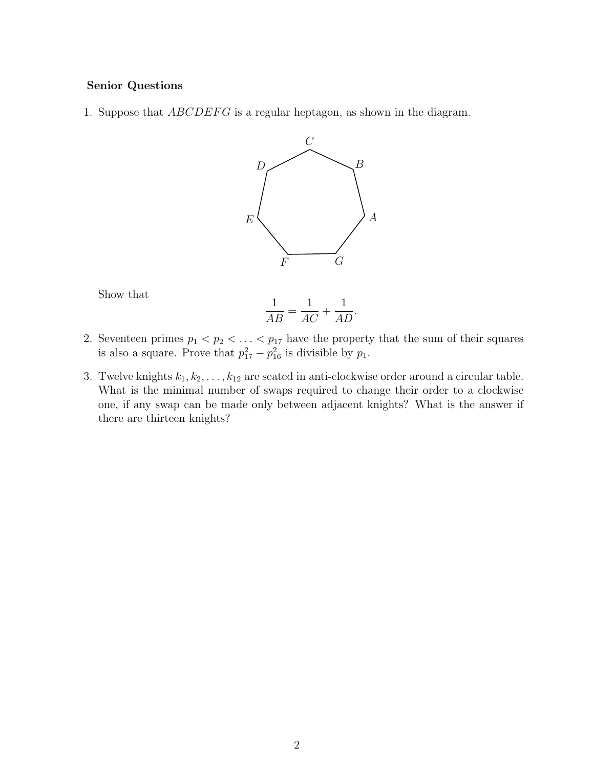**Senior Questions**

1. Suppose that $ABCDEFG$ is a regular heptagon, as shown in the diagram.

C
D
B
E
A
F
G

Show that

$$\frac{1}{AB} = \frac{1}{AC} + \frac{1}{AD}.$$

2. Seventeen primes $p_1 < p_2 < \ldots < p_{17}$ have the property that the sum of their squares is also a square. Prove that $p_{17}^2 - p_{16}^2$ is divisible by $p_1$.

3. Twelve knights $k_1, k_2, \ldots, k_{12}$ are seated in anti-clockwise order around a circular table. What is the minimal number of swaps required to change their order to a clockwise one, if any swap can be made only between adjacent knights? What is the answer if there are thirteen knights?